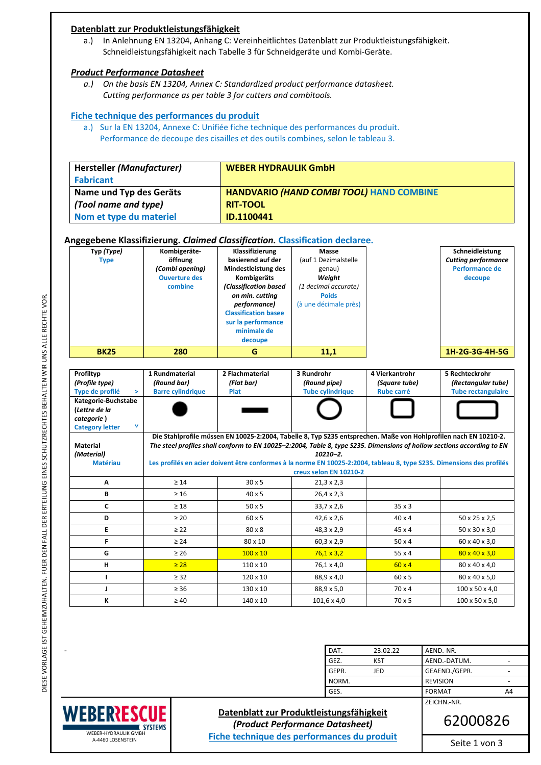## Datenblatt zur Produktleistungsfähigkeit

a.) In Anlehnung EN 13204, Anhang C: Vereinheitlichtes Datenblatt zur Produktleistungsfähigkeit. Schneidleistungsfähigkeit nach Tabelle 3 für Schneidgeräte und Kombi-Geräte.

## *Product Performance Datasheet*

*a.) On the basis EN 13204, Annex C: Standardized product performance datasheet. Cutting performance as per table 3 for cutters and combitools.*

## Fiche technique des performances du produit

a.) Sur la EN 13204, Annexe C: Unifiée fiche technique des performances du produit. Performance de decoupe des cisailles et des outils combines, selon le tableau 3.

| Hersteller *(Manufacturer)* Fabricant | WEBER HYDRAULIK GmbH |
|---|---|
| Name und Typ des Geräts *(Tool name and type)* Nom et type du materiel | HANDVARIO *(HAND COMBI TOOL)* HAND COMBINE<br>RIT-TOOL<br>ID.1100441 |

**Angegebene Klassifizierung.** ***Claimed Classification.*** **Classification declaree.**

| Typ *(Type)* Type | Kombigeräte-öffnung *(Combi opening)* Ouverture des combine | Klassifizierung basierend auf der Mindestleistung des Kombigeräts *(Classification based on min. cutting performance)* Classification basee sur la performance minimale de decoupe | Masse (auf 1 Dezimalstelle genau) *Weight (1 decimal accurate)* Poids (à une décimale près) | | Schneidleistung *Cutting performance* Performance de decoupe |
|---|---|---|---|---|---|
| **BK25** | **280** | **G** | **11,1** | | **1H-2G-3G-4H-5G** |

| Profiltyp *(Profile type)* Type de profilé > | 1 Rundmaterial *(Round bar)* Barre cylindrique | 2 Flachmaterial *(Flat bar)* Plat | 3 Rundrohr *(Round pipe)* Tube cylindrique | 4 Vierkantrohr *(Square tube)* Rube carré | 5 Rechteckrohr *(Rectangular tube)* Tube rectangulaire |
|---|---|---|---|---|---|
| Kategorie-Buchstabe *(Lettre de la categorie)* Category letter v | ● | ▬ | ○ | ▢ | ▭ |
| Material *(Material)* Matériau | Die Stahlprofile müssen EN 10025-2:2004, Tabelle 8, Typ S235 entsprechen. Maße von Hohlprofilen nach EN 10210-2. *The steel profiles shall conform to EN 10025–2:2004, Table 8, type S235. Dimensions of hollow sections according to EN 10210–2.* Les profilés en acier doivent être conformes à la norme EN 10025-2:2004, tableau 8, type S235. Dimensions des profilés creux selon EN 10210-2 | | | | |
| A | ≥ 14 | 30 x 5 | 21,3 x 2,3 | | |
| B | ≥ 16 | 40 x 5 | 26,4 x 2,3 | | |
| C | ≥ 18 | 50 x 5 | 33,7 x 2,6 | 35 x 3 | |
| D | ≥ 20 | 60 x 5 | 42,6 x 2,6 | 40 x 4 | 50 x 25 x 2,5 |
| E | ≥ 22 | 80 x 8 | 48,3 x 2,9 | 45 x 4 | 50 x 30 x 3,0 |
| F | ≥ 24 | 80 x 10 | 60,3 x 2,9 | 50 x 4 | 60 x 40 x 3,0 |
| G | ≥ 26 | 100 x 10 | 76,1 x 3,2 | 55 x 4 | 80 x 40 x 3,0 |
| H | ≥ 28 | 110 x 10 | 76,1 x 4,0 | 60 x 4 | 80 x 40 x 4,0 |
| I | ≥ 32 | 120 x 10 | 88,9 x 4,0 | 60 x 5 | 80 x 40 x 5,0 |
| J | ≥ 36 | 130 x 10 | 88,9 x 5,0 | 70 x 4 | 100 x 50 x 4,0 |
| K | ≥ 40 | 140 x 10 | 101,6 x 4,0 | 70 x 5 | 100 x 50 x 5,0 |

-

| DAT. | 23.02.22 | AEND.-NR. | - |
|---|---|---|---|
| GEZ. | KST | AEND.-DATUM. | - |
| GEPR. | JED | GEAEND./GEPR. | - |
| NORM. | | REVISION | - |
| GES. | | FORMAT | A4 |

WEBERRESCUE SYSTEMS
WEBER-HYDRAULIK GMBH
A-4460 LOSENSTEIN

**Datenblatt zur Produktleistungsfähigkeit**
***(Product Performance Datasheet)***
**Fiche technique des performances du produit**

ZEICHN.-NR.
62000826

DIESE VORLAGE IST GEHEIMZUHALTEN. FUER DEN FALL DER ERTEILUNG EINES SCHUTZRECHTES BEHALTEN WIR UNS ALLE RECHTE VOR.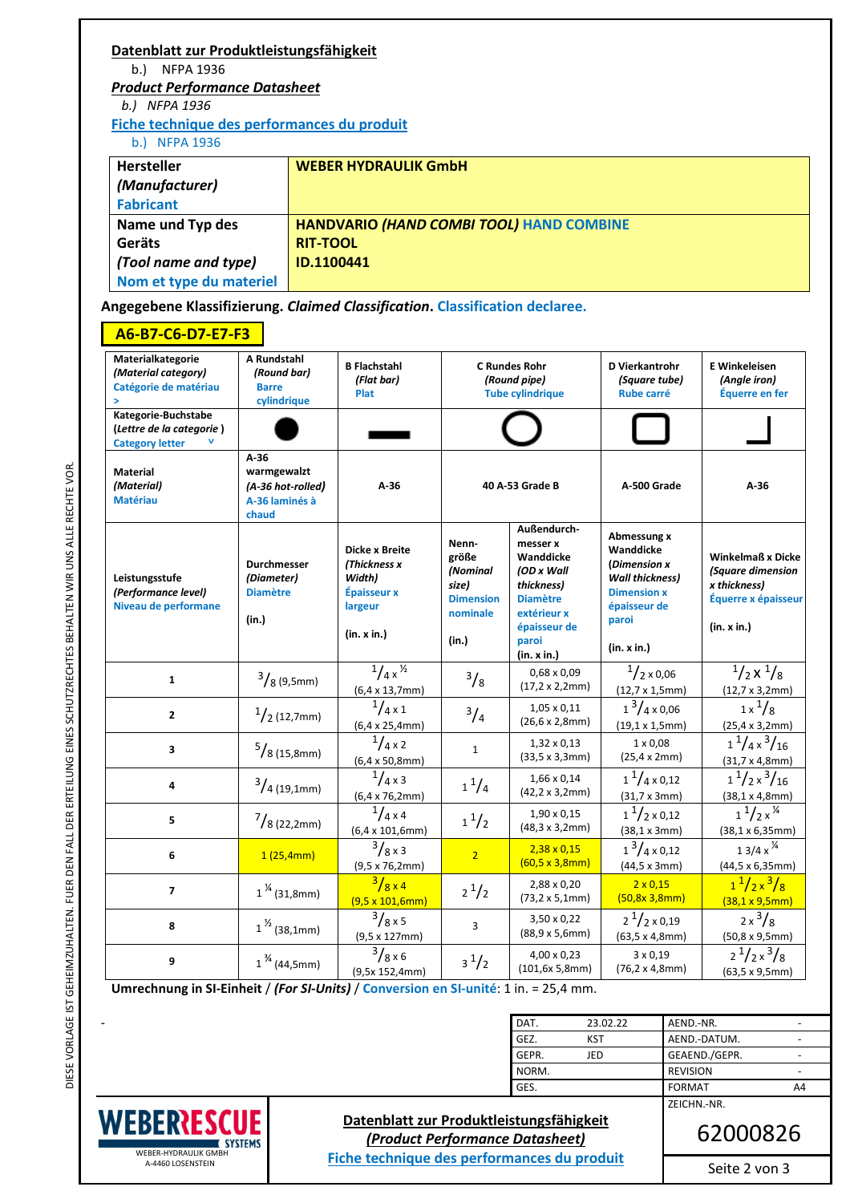**Datenblatt zur Produktleistungsfähigkeit**
b.) NFPA 1936

***Product Performance Datasheet***
*b.) NFPA 1936*

**Fiche technique des performances du produit**
b.) NFPA 1936

| **Hersteller** *(Manufacturer)* **Fabricant** | **WEBER HYDRAULIK GmbH** |
|---|---|
| **Name und Typ des Geräts** *(Tool name and type)* **Nom et type du materiel** | **HANDVARIO** ***(HAND COMBI TOOL)*** **HAND COMBINE RIT-TOOL ID.1100441** |

**Angegebene Klassifizierung.** ***Claimed Classification.*** **Classification declaree.**

**A6-B7-C6-D7-E7-F3**

| Materialkategorie *(Material category)* Catégorie de matériau > | A Rundstahl *(Round bar)* Barre cylindrique | B Flachstahl *(Flat bar)* Plat | C Rundes Rohr *(Round pipe)* Tube cylindrique | | D Vierkantrohr *(Square tube)* Tube carré | E Winkeleisen *(Angle iron)* Équerre en fer |
|---|---|---|---|---|---|---|
| Kategorie-Buchstabe (*Lettre de la categorie*) Category letter v | ● | ▬ | ◯ | | ▢ | ⌋ |
| Material *(Material)* Matériau | A-36 warmgewalzt *(A-36 hot-rolled)* A-36 laminés à chaud | A-36 | 40 A-53 Grade B | | A-500 Grade | A-36 |
| Leistungsstufe *(Performance level)* Niveau de performane | Durchmesser *(Diameter)* Diamètre (in.) | Dicke x Breite *(Thickness x Width)* Épaisseur x largeur (in. x in.) | Nenngröße *(Nominal size)* Dimension nominale (in.) | Außendurchmesser x Wanddicke *(OD x Wall thickness)* Diamètre extérieur x épaisseur de paroi (in. x in.) | Abmessung x Wanddicke *(Dimension x Wall thickness)* Dimension x épaisseur de paroi (in. x in.) | Winkelmaß x Dicke *(Square dimension x thickness)* Équerre x épaisseur (in. x in.) |
| 1 | 3/8 (9,5mm) | 1/4 x ½ (6,4 x 13,7mm) | 3/8 | 0,68 x 0,09 (17,2 x 2,2mm) | 1/2 x 0,06 (12,7 x 1,5mm) | 1/2 x 1/8 (12,7 x 3,2mm) |
| 2 | 1/2 (12,7mm) | 1/4 x 1 (6,4 x 25,4mm) | 3/4 | 1,05 x 0,11 (26,6 x 2,8mm) | 1 3/4 x 0,06 (19,1 x 1,5mm) | 1 x 1/8 (25,4 x 3,2mm) |
| 3 | 5/8 (15,8mm) | 1/4 x 2 (6,4 x 50,8mm) | 1 | 1,32 x 0,13 (33,5 x 3,3mm) | 1 x 0,08 (25,4 x 2mm) | 1 1/4 x 3/16 (31,7 x 4,8mm) |
| 4 | 3/4 (19,1mm) | 1/4 x 3 (6,4 x 76,2mm) | 1 1/4 | 1,66 x 0,14 (42,2 x 3,2mm) | 1 1/4 x 0,12 (31,7 x 3mm) | 1 1/2 x 3/16 (38,1 x 4,8mm) |
| 5 | 7/8 (22,2mm) | 1/4 x 4 (6,4 x 101,6mm) | 1 1/2 | 1,90 x 0,15 (48,3 x 3,2mm) | 1 1/2 x 0,12 (38,1 x 3mm) | 1 1/2 x ¼ (38,1 x 6,35mm) |
| 6 | 1 (25,4mm) | 3/8 x 3 (9,5 x 76,2mm) | 2 | 2,38 x 0,15 (60,5 x 3,8mm) | 1 3/4 x 0,12 (44,5 x 3mm) | 1 3/4 x ¼ (44,5 x 6,35mm) |
| 7 | 1 ¼ (31,8mm) | 3/8 x 4 (9,5 x 101,6mm) | 2 1/2 | 2,88 x 0,20 (73,2 x 5,1mm) | 2 x 0,15 (50,8x 3,8mm) | 1 1/2 x 3/8 (38,1 x 9,5mm) |
| 8 | 1 ½ (38,1mm) | 3/8 x 5 (9,5 x 127mm) | 3 | 3,50 x 0,22 (88,9 x 5,6mm) | 2 1/2 x 0,19 (63,5 x 4,8mm) | 2 x 3/8 (50,8 x 9,5mm) |
| 9 | 1 ¾ (44,5mm) | 3/8 x 6 (9,5x 152,4mm) | 3 1/2 | 4,00 x 0,23 (101,6x 5,8mm) | 3 x 0,19 (76,2 x 4,8mm) | 2 1/2 x 3/8 (63,5 x 9,5mm) |

**Umrechnung in SI-Einheit** / ***(For SI-Units)*** / **Conversion en SI-unité**: 1 in. = 25,4 mm.

-

| DAT. | 23.02.22 | AEND.-NR. | - |
|---|---|---|---|
| GEZ. | KST | AEND.-DATUM. | - |
| GEPR. | JED | GEAEND./GEPR. | - |
| NORM. | | REVISION | - |
| GES. | | FORMAT | A4 |

WEBERRESCUE SYSTEMS
WEBER-HYDRAULIK GMBH
A-4460 LOSENSTEIN

**Datenblatt zur Produktleistungsfähigkeit**
***(Product Performance Datasheet)***
**Fiche technique des performances du produit**

ZEICHN.-NR.
62000826

DIESE VORLAGE IST GEHEIMZUHALTEN. FUER DEN FALL DER ERTEILUNG EINES SCHUTZRECHTES BEHALTEN WIR UNS ALLE RECHTE VOR.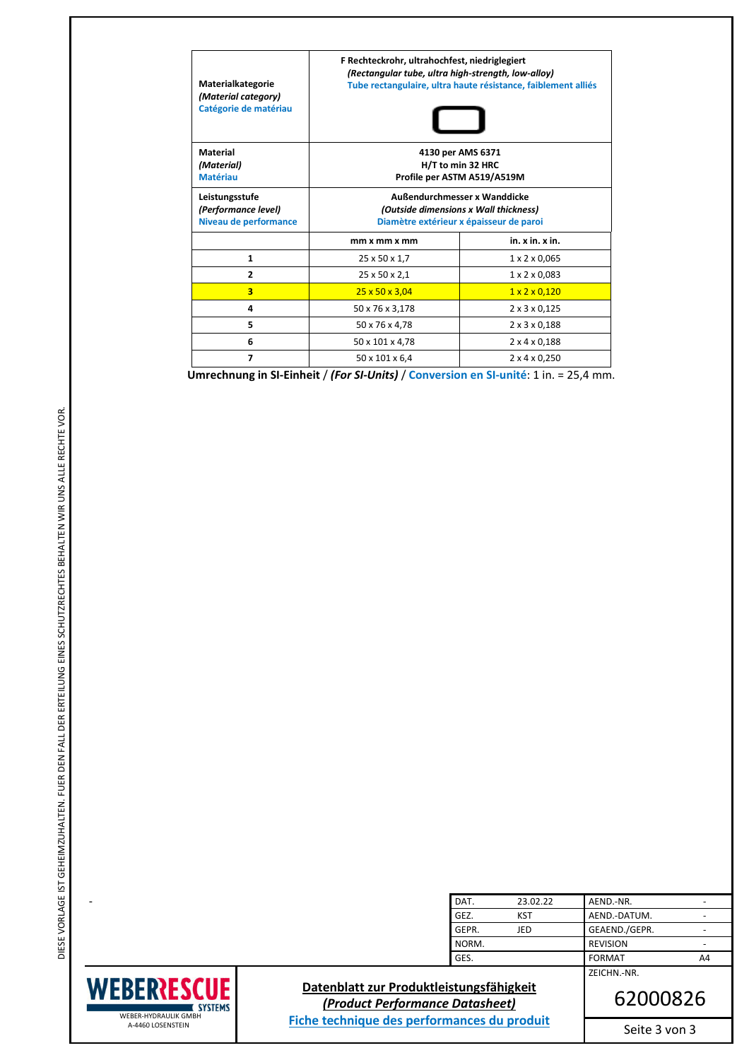| | | |
|---|---|---|
| **Materialkategorie** *(Material category)* **Catégorie de matériau** | **F Rechteckrohr, ultrahochfest, niedriglegiert** ***(Rectangular tube, ultra high-strength, low-alloy)*** **Tube rectangulaire, ultra haute résistance, faiblement alliés** | |
| **Material** ***(Material)*** **Matériau** | **4130 per AMS 6371** **H/T to min 32 HRC** **Profile per ASTM A519/A519M** | |
| **Leistungsstufe** ***(Performance level)*** **Niveau de performance** | **Außendurchmesser x Wanddicke** ***(Outside dimensions x Wall thickness)*** **Diamètre extérieur x épaisseur de paroi** | |
| | **mm x mm x mm** | **in. x in. x in.** |
| **1** | 25 x 50 x 1,7 | 1 x 2 x 0,065 |
| **2** | 25 x 50 x 2,1 | 1 x 2 x 0,083 |
| **3** | 25 x 50 x 3,04 | 1 x 2 x 0,120 |
| **4** | 50 x 76 x 3,178 | 2 x 3 x 0,125 |
| **5** | 50 x 76 x 4,78 | 2 x 3 x 0,188 |
| **6** | 50 x 101 x 4,78 | 2 x 4 x 0,188 |
| **7** | 50 x 101 x 6,4 | 2 x 4 x 0,250 |

**Umrechnung in SI-Einheit** / ***(For SI-Units)*** / **Conversion en SI-unité**: 1 in. = 25,4 mm.

DIESE VORLAGE IST GEHEIMZUHALTEN. FUER DEN FALL DER ERTEILUNG EINES SCHUTZRECHTES BEHALTEN WIR UNS ALLE RECHTE VOR.

| | | | |
|---|---|---|---|
| DAT. | 23.02.22 | AEND.-NR. | - |
| GEZ. | KST | AEND.-DATUM. | - |
| GEPR. | JED | GEAEND./GEPR. | - |
| NORM. | | REVISION | - |
| GES. | | FORMAT | A4 |

WEBERRESCUE SYSTEMS
WEBER-HYDRAULIK GMBH
A-4460 LOSENSTEIN

**Datenblatt zur Produktleistungsfähigkeit**
***(Product Performance Datasheet)***
**Fiche technique des performances du produit**

ZEICHN.-NR.
62000826